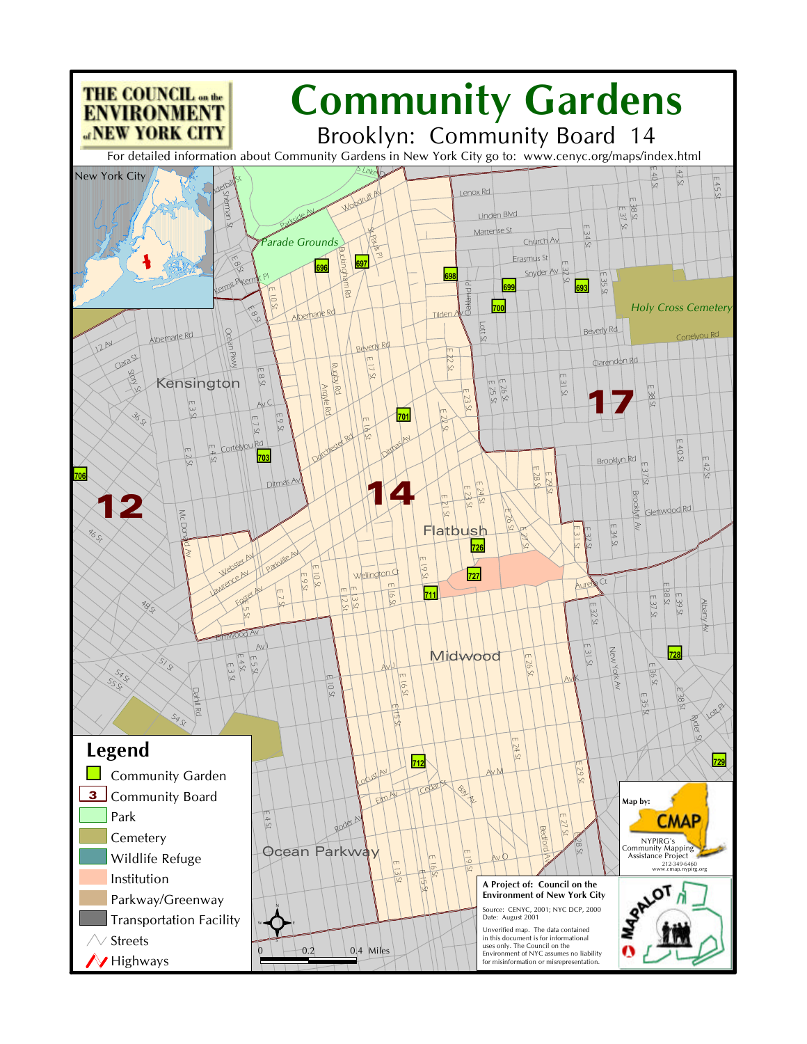THE COUNCIL on the ENVIRONMENT of NEW YORK CITY

# Community Gardens

## Brooklyn: Community Board 14

For detailed information about Community Gardens in New York City go to: www.cenyc.org/maps/index.html

## Legend

- Community Garden
- Community Board
- Park
- Cemetery
- Wildlife Refuge
- Institution
- Parkway/Greenway
- Transportation Facility
- Streets
- Highways

0 0.2 0.4 Miles

Map by: CMAP
NYPIRG's Community Mapping Assistance Project
212-349-6460
www.cmap.nypirg.org

**A Project of: Council on the Environment of New York City**

Source: CENYC, 2001; NYC DCP, 2000
Date: August 2001

Unverified map. The data contained in this document is for informational uses only. The Council on the Environment of NYC assumes no liability for misinformation or misrepresentation.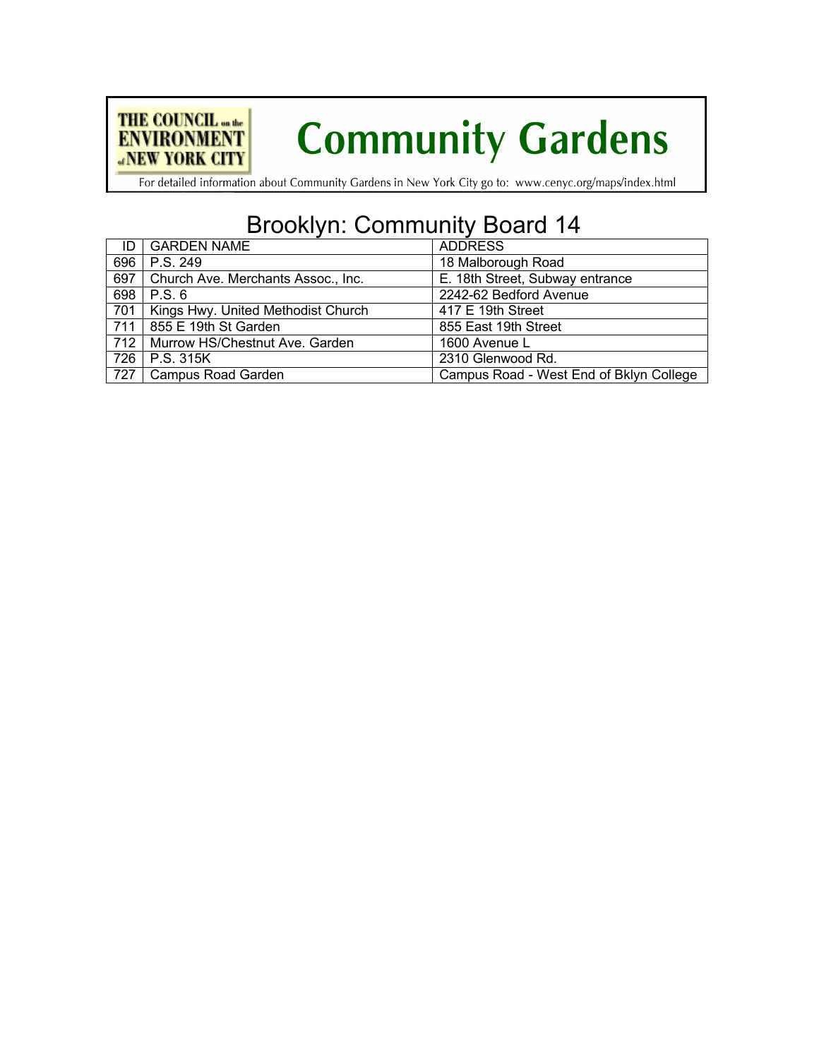THE COUNCIL on the ENVIRONMENT of NEW YORK CITY

# Community Gardens

For detailed information about Community Gardens in New York City go to: www.cenyc.org/maps/index.html

## Brooklyn: Community Board 14

| ID | GARDEN NAME | ADDRESS |
|---|---|---|
| 696 | P.S. 249 | 18 Malborough Road |
| 697 | Church Ave. Merchants Assoc., Inc. | E. 18th Street, Subway entrance |
| 698 | P.S. 6 | 2242-62 Bedford Avenue |
| 701 | Kings Hwy. United Methodist Church | 417 E 19th Street |
| 711 | 855 E 19th St Garden | 855 East 19th Street |
| 712 | Murrow HS/Chestnut Ave. Garden | 1600 Avenue L |
| 726 | P.S. 315K | 2310 Glenwood Rd. |
| 727 | Campus Road Garden | Campus Road - West End of Bklyn College |